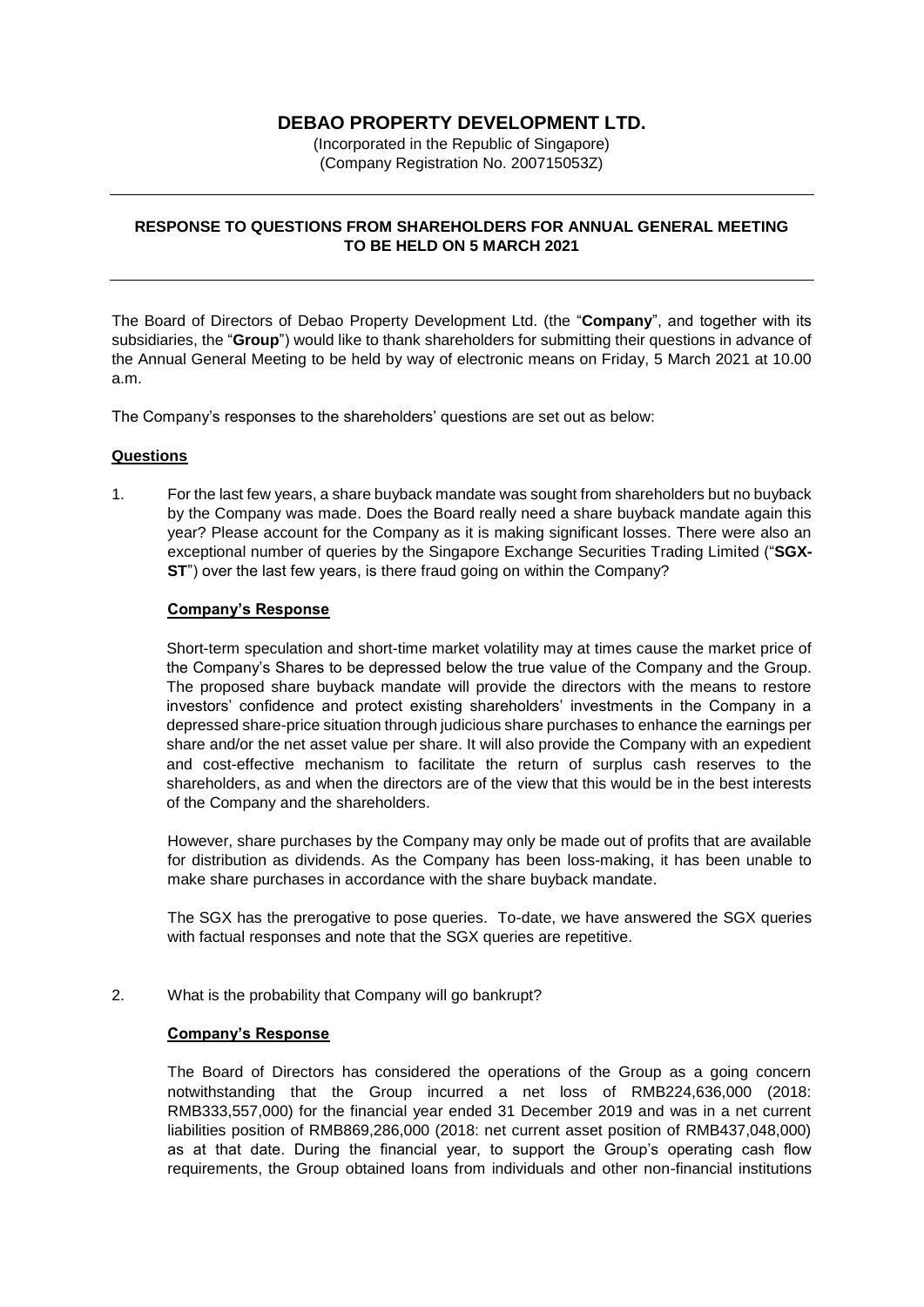# DEBAO PROPERTY DEVELOPMENT LTD.

(Incorporated in the Republic of Singapore)
(Company Registration No. 200715053Z)

---

**RESPONSE TO QUESTIONS FROM SHAREHOLDERS FOR ANNUAL GENERAL MEETING TO BE HELD ON 5 MARCH 2021**

---

The Board of Directors of Debao Property Development Ltd. (the "**Company**", and together with its subsidiaries, the "**Group**") would like to thank shareholders for submitting their questions in advance of the Annual General Meeting to be held by way of electronic means on Friday, 5 March 2021 at 10.00 a.m.

The Company's responses to the shareholders' questions are set out as below:

**Questions**

1. For the last few years, a share buyback mandate was sought from shareholders but no buyback by the Company was made. Does the Board really need a share buyback mandate again this year? Please account for the Company as it is making significant losses. There were also an exceptional number of queries by the Singapore Exchange Securities Trading Limited ("**SGX-ST**") over the last few years, is there fraud going on within the Company?

   **Company's Response**

   Short-term speculation and short-time market volatility may at times cause the market price of the Company's Shares to be depressed below the true value of the Company and the Group. The proposed share buyback mandate will provide the directors with the means to restore investors' confidence and protect existing shareholders' investments in the Company in a depressed share-price situation through judicious share purchases to enhance the earnings per share and/or the net asset value per share. It will also provide the Company with an expedient and cost-effective mechanism to facilitate the return of surplus cash reserves to the shareholders, as and when the directors are of the view that this would be in the best interests of the Company and the shareholders.

   However, share purchases by the Company may only be made out of profits that are available for distribution as dividends. As the Company has been loss-making, it has been unable to make share purchases in accordance with the share buyback mandate.

   The SGX has the prerogative to pose queries. To-date, we have answered the SGX queries with factual responses and note that the SGX queries are repetitive.

2. What is the probability that Company will go bankrupt?

   **Company's Response**

   The Board of Directors has considered the operations of the Group as a going concern notwithstanding that the Group incurred a net loss of RMB224,636,000 (2018: RMB333,557,000) for the financial year ended 31 December 2019 and was in a net current liabilities position of RMB869,286,000 (2018: net current asset position of RMB437,048,000) as at that date. During the financial year, to support the Group's operating cash flow requirements, the Group obtained loans from individuals and other non-financial institutions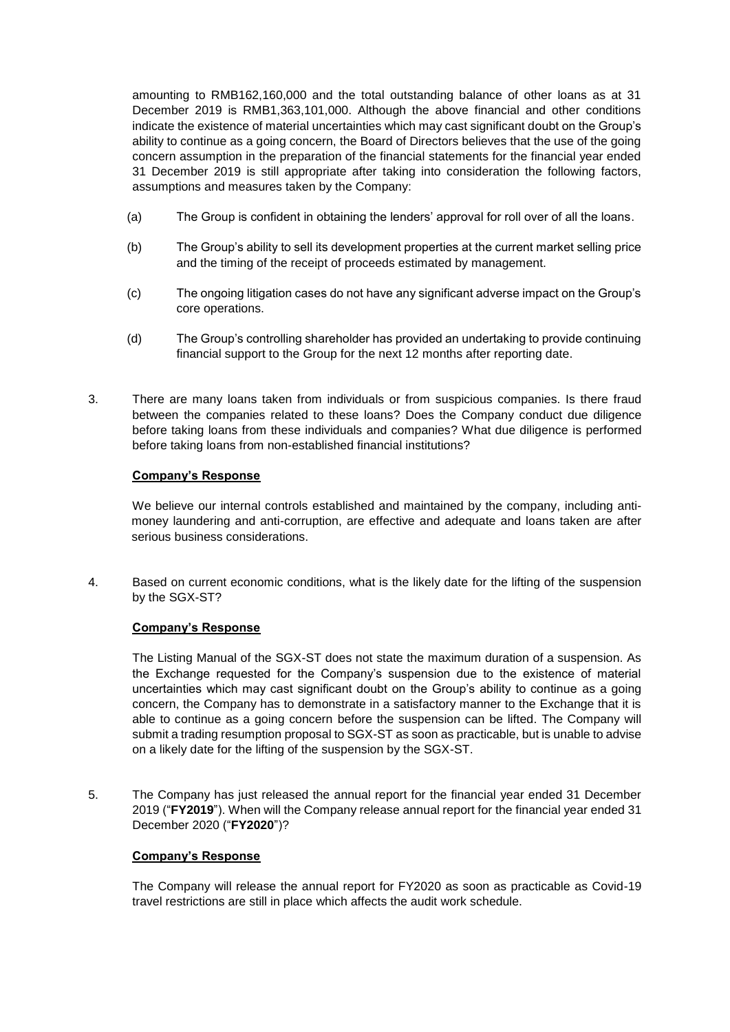amounting to RMB162,160,000 and the total outstanding balance of other loans as at 31 December 2019 is RMB1,363,101,000. Although the above financial and other conditions indicate the existence of material uncertainties which may cast significant doubt on the Group's ability to continue as a going concern, the Board of Directors believes that the use of the going concern assumption in the preparation of the financial statements for the financial year ended 31 December 2019 is still appropriate after taking into consideration the following factors, assumptions and measures taken by the Company:

(a) The Group is confident in obtaining the lenders' approval for roll over of all the loans.

(b) The Group's ability to sell its development properties at the current market selling price and the timing of the receipt of proceeds estimated by management.

(c) The ongoing litigation cases do not have any significant adverse impact on the Group's core operations.

(d) The Group's controlling shareholder has provided an undertaking to provide continuing financial support to the Group for the next 12 months after reporting date.

3. There are many loans taken from individuals or from suspicious companies. Is there fraud between the companies related to these loans? Does the Company conduct due diligence before taking loans from these individuals and companies? What due diligence is performed before taking loans from non-established financial institutions?

**Company's Response**

We believe our internal controls established and maintained by the company, including anti-money laundering and anti-corruption, are effective and adequate and loans taken are after serious business considerations.

4. Based on current economic conditions, what is the likely date for the lifting of the suspension by the SGX-ST?

**Company's Response**

The Listing Manual of the SGX-ST does not state the maximum duration of a suspension. As the Exchange requested for the Company's suspension due to the existence of material uncertainties which may cast significant doubt on the Group's ability to continue as a going concern, the Company has to demonstrate in a satisfactory manner to the Exchange that it is able to continue as a going concern before the suspension can be lifted. The Company will submit a trading resumption proposal to SGX-ST as soon as practicable, but is unable to advise on a likely date for the lifting of the suspension by the SGX-ST.

5. The Company has just released the annual report for the financial year ended 31 December 2019 ("**FY2019**"). When will the Company release annual report for the financial year ended 31 December 2020 ("**FY2020**")?

**Company's Response**

The Company will release the annual report for FY2020 as soon as practicable as Covid-19 travel restrictions are still in place which affects the audit work schedule.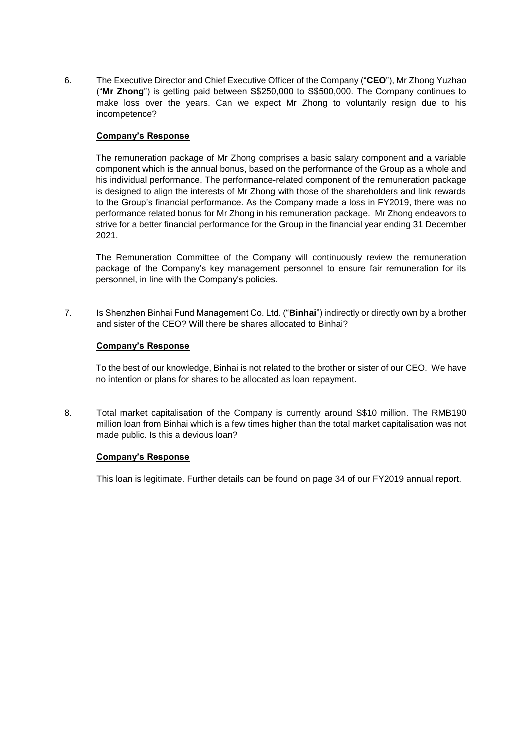6. The Executive Director and Chief Executive Officer of the Company ("**CEO**"), Mr Zhong Yuzhao ("**Mr Zhong**") is getting paid between S$250,000 to S$500,000. The Company continues to make loss over the years. Can we expect Mr Zhong to voluntarily resign due to his incompetence?

   **<u>Company's Response</u>**

   The remuneration package of Mr Zhong comprises a basic salary component and a variable component which is the annual bonus, based on the performance of the Group as a whole and his individual performance. The performance-related component of the remuneration package is designed to align the interests of Mr Zhong with those of the shareholders and link rewards to the Group's financial performance. As the Company made a loss in FY2019, there was no performance related bonus for Mr Zhong in his remuneration package. Mr Zhong endeavors to strive for a better financial performance for the Group in the financial year ending 31 December 2021.

   The Remuneration Committee of the Company will continuously review the remuneration package of the Company's key management personnel to ensure fair remuneration for its personnel, in line with the Company's policies.

7. Is Shenzhen Binhai Fund Management Co. Ltd. ("**Binhai**") indirectly or directly own by a brother and sister of the CEO? Will there be shares allocated to Binhai?

   **<u>Company's Response</u>**

   To the best of our knowledge, Binhai is not related to the brother or sister of our CEO. We have no intention or plans for shares to be allocated as loan repayment.

8. Total market capitalisation of the Company is currently around S$10 million. The RMB190 million loan from Binhai which is a few times higher than the total market capitalisation was not made public. Is this a devious loan?

   **<u>Company's Response</u>**

   This loan is legitimate. Further details can be found on page 34 of our FY2019 annual report.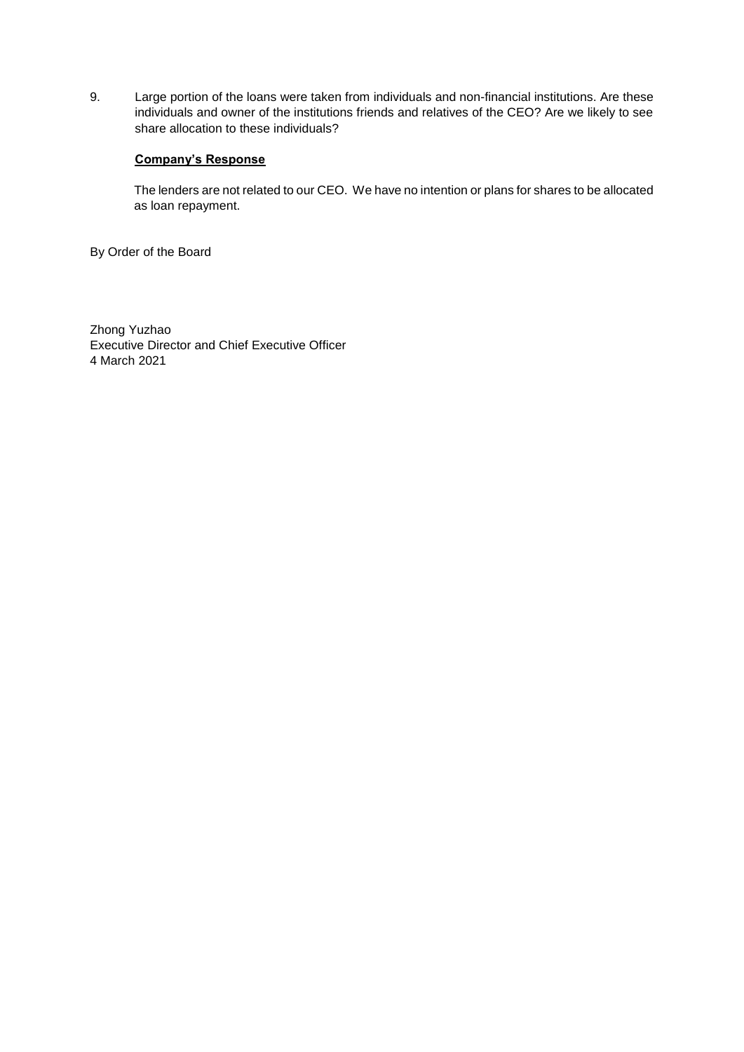9. Large portion of the loans were taken from individuals and non-financial institutions. Are these individuals and owner of the institutions friends and relatives of the CEO? Are we likely to see share allocation to these individuals?

**Company's Response**

The lenders are not related to our CEO. We have no intention or plans for shares to be allocated as loan repayment.

By Order of the Board

Zhong Yuzhao
Executive Director and Chief Executive Officer
4 March 2021